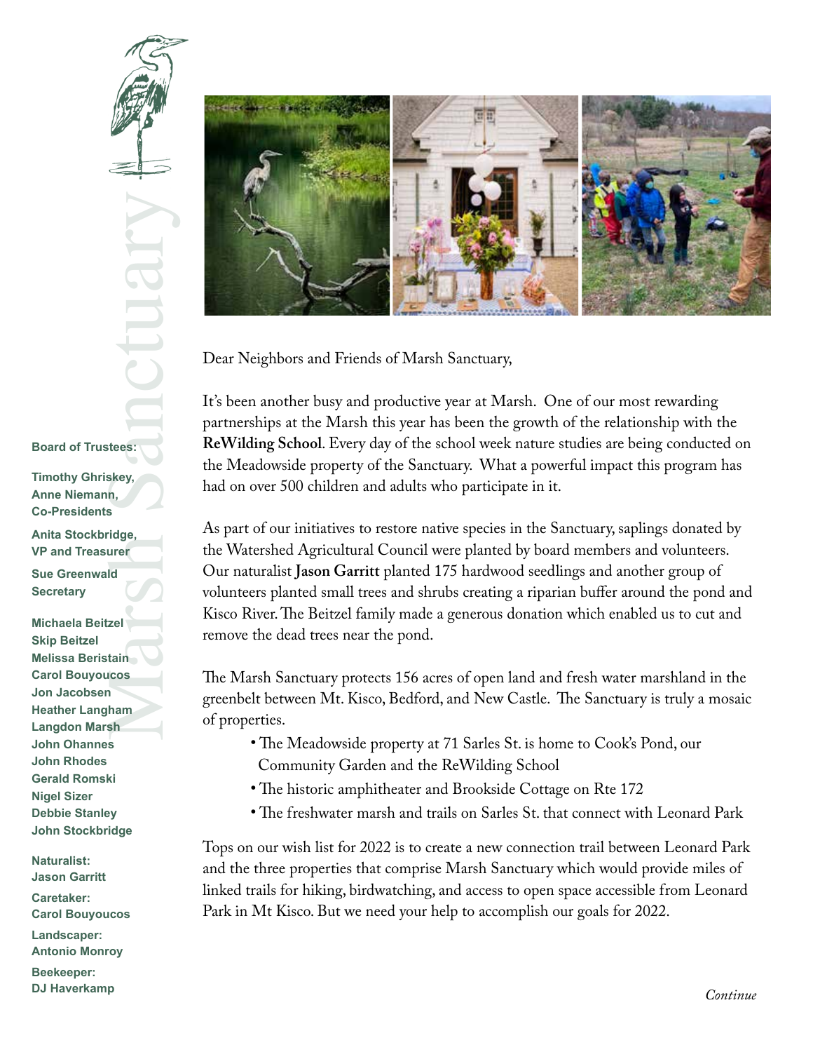# Marsh Sanctuary

**Board of Trustees:**

**Timothy Ghriskey,**
**Anne Niemann,**
**Co-Presidents**

**Anita Stockbridge,**
**VP and Treasurer**

**Sue Greenwald**
**Secretary**

**Michaela Beitzel**
**Skip Beitzel**
**Melissa Beristain**
**Carol Bouyoucos**
**Jon Jacobsen**
**Heather Langham**
**Langdon Marsh**
**John Ohannes**
**John Rhodes**
**Gerald Romski**
**Nigel Sizer**
**Debbie Stanley**
**John Stockbridge**

**Naturalist:**
**Jason Garritt**

**Caretaker:**
**Carol Bouyoucos**

**Landscaper:**
**Antonio Monroy**

**Beekeeper:**
**DJ Haverkamp**

Dear Neighbors and Friends of Marsh Sanctuary,

It's been another busy and productive year at Marsh. One of our most rewarding partnerships at the Marsh this year has been the growth of the relationship with the **ReWilding School**. Every day of the school week nature studies are being conducted on the Meadowside property of the Sanctuary. What a powerful impact this program has had on over 500 children and adults who participate in it.

As part of our initiatives to restore native species in the Sanctuary, saplings donated by the Watershed Agricultural Council were planted by board members and volunteers. Our naturalist **Jason Garritt** planted 175 hardwood seedlings and another group of volunteers planted small trees and shrubs creating a riparian buffer around the pond and Kisco River. The Beitzel family made a generous donation which enabled us to cut and remove the dead trees near the pond.

The Marsh Sanctuary protects 156 acres of open land and fresh water marshland in the greenbelt between Mt. Kisco, Bedford, and New Castle. The Sanctuary is truly a mosaic of properties.

- The Meadowside property at 71 Sarles St. is home to Cook's Pond, our Community Garden and the ReWilding School
- The historic amphitheater and Brookside Cottage on Rte 172
- The freshwater marsh and trails on Sarles St. that connect with Leonard Park

Tops on our wish list for 2022 is to create a new connection trail between Leonard Park and the three properties that comprise Marsh Sanctuary which would provide miles of linked trails for hiking, birdwatching, and access to open space accessible from Leonard Park in Mt Kisco. But we need your help to accomplish our goals for 2022.

*Continue*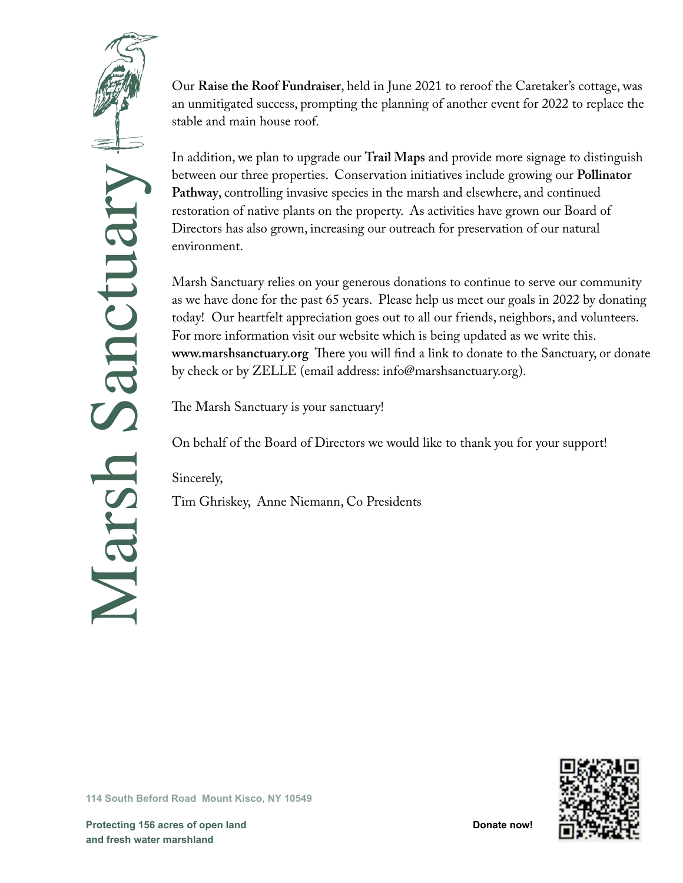Marsh Sanctuary

Our **Raise the Roof Fundraiser**, held in June 2021 to reroof the Caretaker's cottage, was an unmitigated success, prompting the planning of another event for 2022 to replace the stable and main house roof.

In addition, we plan to upgrade our **Trail Maps** and provide more signage to distinguish between our three properties. Conservation initiatives include growing our **Pollinator Pathway**, controlling invasive species in the marsh and elsewhere, and continued restoration of native plants on the property. As activities have grown our Board of Directors has also grown, increasing our outreach for preservation of our natural environment.

Marsh Sanctuary relies on your generous donations to continue to serve our community as we have done for the past 65 years. Please help us meet our goals in 2022 by donating today! Our heartfelt appreciation goes out to all our friends, neighbors, and volunteers. For more information visit our website which is being updated as we write this. **www.marshsanctuary.org** There you will find a link to donate to the Sanctuary, or donate by check or by ZELLE (email address: info@marshsanctuary.org).

The Marsh Sanctuary is your sanctuary!

On behalf of the Board of Directors we would like to thank you for your support!

Sincerely,

Tim Ghriskey, Anne Niemann, Co Presidents

114 South Beford Road Mount Kisco, NY 10549

**Protecting 156 acres of open land and fresh water marshland**

**Donate now!**